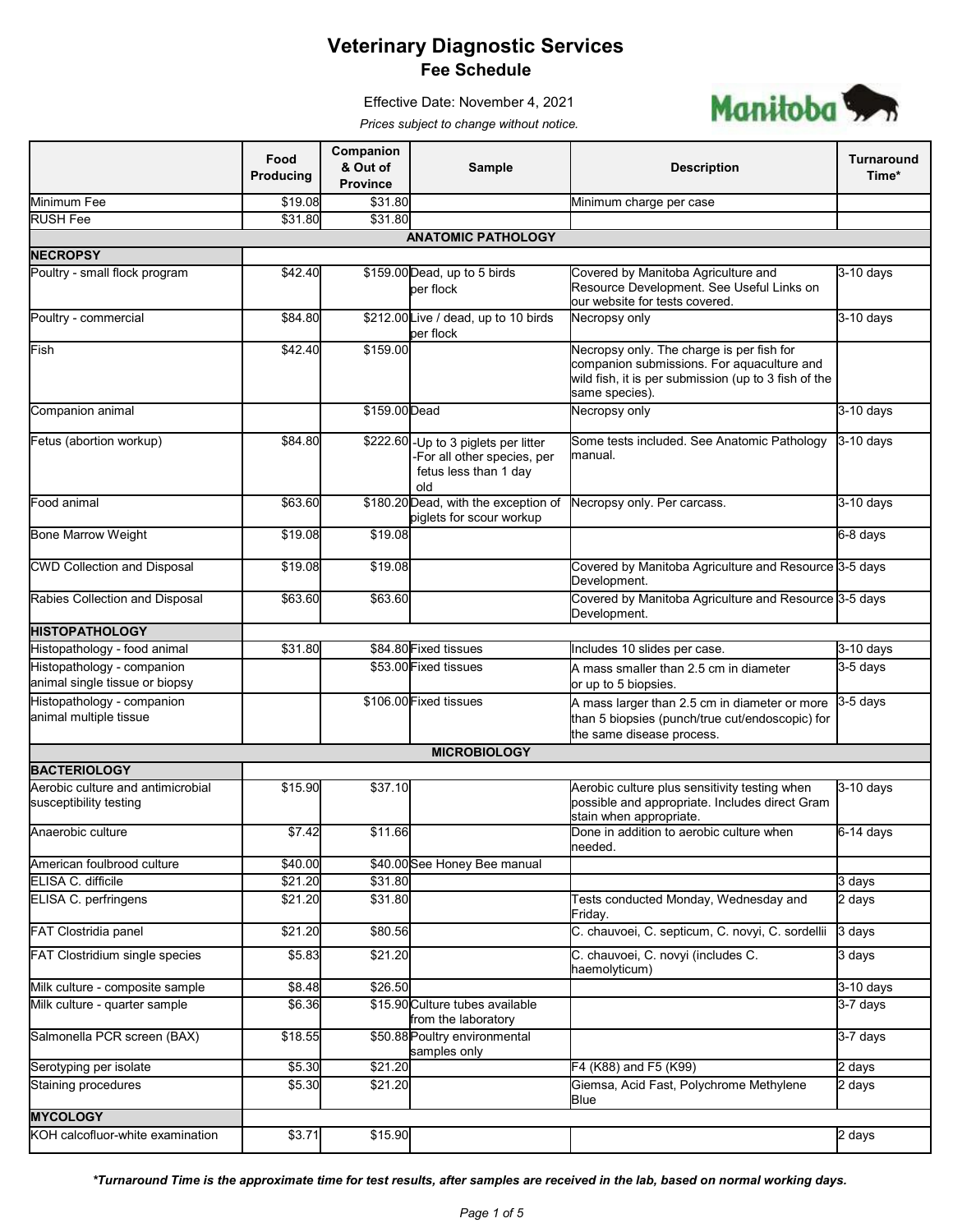# Veterinary Diagnostic Services
## Fee Schedule

Effective Date: November 4, 2021

*Prices subject to change without notice.*

|  | Food Producing | Companion & Out of Province | Sample | Description | Turnaround Time* |
|---|---|---|---|---|---|
| Minimum Fee | $19.08 | $31.80 |  | Minimum charge per case |  |
| RUSH Fee | $31.80 | $31.80 |  |  |  |
| **ANATOMIC PATHOLOGY** |  |  |  |  |  |
| **NECROPSY** |  |  |  |  |  |
| Poultry - small flock program | $42.40 | $159.00 | Dead, up to 5 birds per flock | Covered by Manitoba Agriculture and Resource Development. See Useful Links on our website for tests covered. | 3-10 days |
| Poultry - commercial | $84.80 | $212.00 | Live / dead, up to 10 birds per flock | Necropsy only | 3-10 days |
| Fish | $42.40 | $159.00 |  | Necropsy only. The charge is per fish for companion submissions. For aquaculture and wild fish, it is per submission (up to 3 fish of the same species). |  |
| Companion animal |  | $159.00 | Dead | Necropsy only | 3-10 days |
| Fetus (abortion workup) | $84.80 | $222.60 | -Up to 3 piglets per litter -For all other species, per fetus less than 1 day old | Some tests included. See Anatomic Pathology manual. | 3-10 days |
| Food animal | $63.60 | $180.20 | Dead, with the exception of piglets for scour workup | Necropsy only. Per carcass. | 3-10 days |
| Bone Marrow Weight | $19.08 | $19.08 |  |  | 6-8 days |
| CWD Collection and Disposal | $19.08 | $19.08 |  | Covered by Manitoba Agriculture and Resource Development. | 3-5 days |
| Rabies Collection and Disposal | $63.60 | $63.60 |  | Covered by Manitoba Agriculture and Resource Development. | 3-5 days |
| **HISTOPATHOLOGY** |  |  |  |  |  |
| Histopathology - food animal | $31.80 | $84.80 | Fixed tissues | Includes 10 slides per case. | 3-10 days |
| Histopathology - companion animal single tissue or biopsy |  | $53.00 | Fixed tissues | A mass smaller than 2.5 cm in diameter or up to 5 biopsies. | 3-5 days |
| Histopathology - companion animal multiple tissue |  | $106.00 | Fixed tissues | A mass larger than 2.5 cm in diameter or more than 5 biopsies (punch/true cut/endoscopic) for the same disease process. | 3-5 days |
| **MICROBIOLOGY** |  |  |  |  |  |
| **BACTERIOLOGY** |  |  |  |  |  |
| Aerobic culture and antimicrobial susceptibility testing | $15.90 | $37.10 |  | Aerobic culture plus sensitivity testing when possible and appropriate. Includes direct Gram stain when appropriate. | 3-10 days |
| Anaerobic culture | $7.42 | $11.66 |  | Done in addition to aerobic culture when needed. | 6-14 days |
| American foulbrood culture | $40.00 | $40.00 | See Honey Bee manual |  |  |
| ELISA C. difficile | $21.20 | $31.80 |  |  | 3 days |
| ELISA C. perfringens | $21.20 | $31.80 |  | Tests conducted Monday, Wednesday and Friday. | 2 days |
| FAT Clostridia panel | $21.20 | $80.56 |  | C. chauvoei, C. septicum, C. novyi, C. sordellii | 3 days |
| FAT Clostridium single species | $5.83 | $21.20 |  | C. chauvoei, C. novyi (includes C. haemolyticum) | 3 days |
| Milk culture - composite sample | $8.48 | $26.50 |  |  | 3-10 days |
| Milk culture - quarter sample | $6.36 | $15.90 | Culture tubes available from the laboratory |  | 3-7 days |
| Salmonella PCR screen (BAX) | $18.55 | $50.88 | Poultry environmental samples only |  | 3-7 days |
| Serotyping per isolate | $5.30 | $21.20 |  | F4 (K88) and F5 (K99) | 2 days |
| Staining procedures | $5.30 | $21.20 |  | Giemsa, Acid Fast, Polychrome Methylene Blue | 2 days |
| **MYCOLOGY** |  |  |  |  |  |
| KOH calcofluor-white examination | $3.71 | $15.90 |  |  | 2 days |

***Turnaround Time is the approximate time for test results, after samples are received in the lab, based on normal working days.***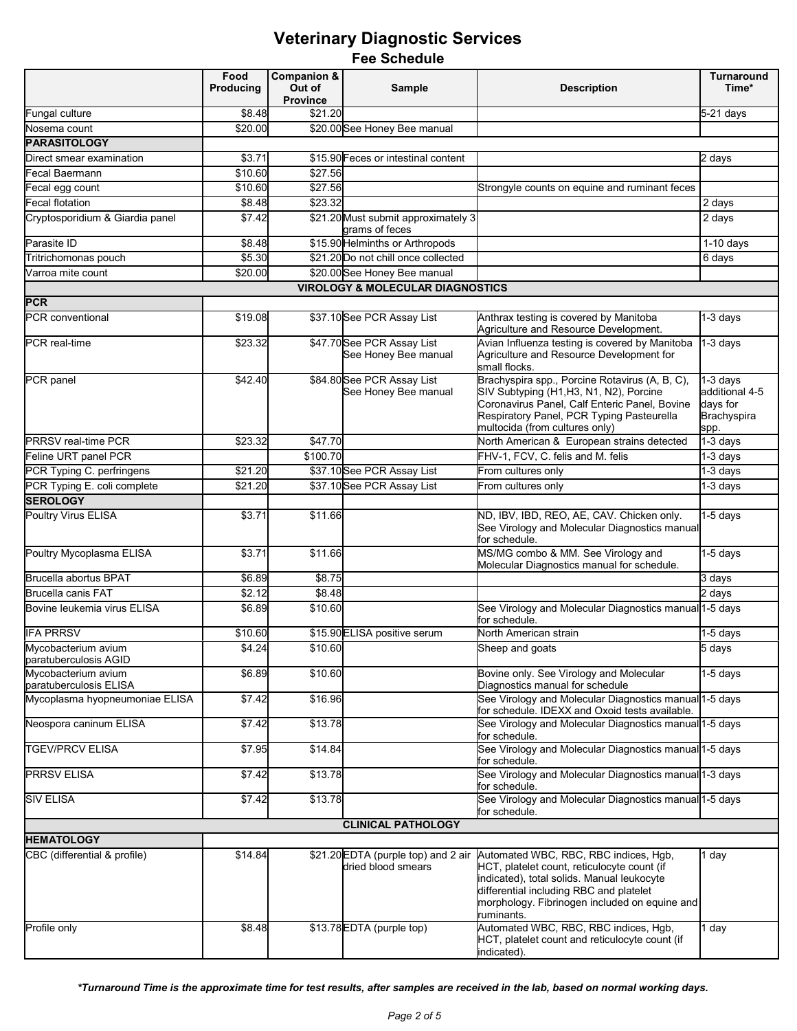# Veterinary Diagnostic Services

## Fee Schedule

| | Food Producing | Companion & Out of Province | Sample | Description | Turnaround Time* |
|---|---|---|---|---|---|
| Fungal culture | $8.48 | $21.20 | | | 5-21 days |
| Nosema count | $20.00 | $20.00 | See Honey Bee manual | | |
| **PARASITOLOGY** | | | | | |
| Direct smear examination | $3.71 | $15.90 | Feces or intestinal content | | 2 days |
| Fecal Baermann | $10.60 | $27.56 | | | |
| Fecal egg count | $10.60 | $27.56 | | Strongyle counts on equine and ruminant feces | |
| Fecal flotation | $8.48 | $23.32 | | | 2 days |
| Cryptosporidium & Giardia panel | $7.42 | $21.20 | Must submit approximately 3 grams of feces | | 2 days |
| Parasite ID | $8.48 | $15.90 | Helminths or Arthropods | | 1-10 days |
| Tritrichomonas pouch | $5.30 | $21.20 | Do not chill once collected | | 6 days |
| Varroa mite count | $20.00 | $20.00 | See Honey Bee manual | | |
| **VIROLOGY & MOLECULAR DIAGNOSTICS** | | | | | |
| **PCR** | | | | | |
| PCR conventional | $19.08 | $37.10 | See PCR Assay List | Anthrax testing is covered by Manitoba Agriculture and Resource Development. | 1-3 days |
| PCR real-time | $23.32 | $47.70 | See PCR Assay List<br>See Honey Bee manual | Avian Influenza testing is covered by Manitoba Agriculture and Resource Development for small flocks. | 1-3 days |
| PCR panel | $42.40 | $84.80 | See PCR Assay List<br>See Honey Bee manual | Brachyspira spp., Porcine Rotavirus (A, B, C), SIV Subtyping (H1,H3, N1, N2), Porcine Coronavirus Panel, Calf Enteric Panel, Bovine Respiratory Panel, PCR Typing Pasteurella multocida (from cultures only) | 1-3 days additional 4-5 days for Brachyspira spp. |
| PRRSV real-time PCR | $23.32 | $47.70 | | North American & European strains detected | 1-3 days |
| Feline URT panel PCR | | $100.70 | | FHV-1, FCV, C. felis and M. felis | 1-3 days |
| PCR Typing C. perfringens | $21.20 | $37.10 | See PCR Assay List | From cultures only | 1-3 days |
| PCR Typing E. coli complete | $21.20 | $37.10 | See PCR Assay List | From cultures only | 1-3 days |
| **SEROLOGY** | | | | | |
| Poultry Virus ELISA | $3.71 | $11.66 | | ND, IBV, IBD, REO, AE, CAV. Chicken only. See Virology and Molecular Diagnostics manual for schedule. | 1-5 days |
| Poultry Mycoplasma ELISA | $3.71 | $11.66 | | MS/MG combo & MM. See Virology and Molecular Diagnostics manual for schedule. | 1-5 days |
| Brucella abortus BPAT | $6.89 | $8.75 | | | 3 days |
| Brucella canis FAT | $2.12 | $8.48 | | | 2 days |
| Bovine leukemia virus ELISA | $6.89 | $10.60 | | See Virology and Molecular Diagnostics manual for schedule. | 1-5 days |
| IFA PRRSV | $10.60 | $15.90 | ELISA positive serum | North American strain | 1-5 days |
| Mycobacterium avium paratuberculosis AGID | $4.24 | $10.60 | | Sheep and goats | 5 days |
| Mycobacterium avium paratuberculosis ELISA | $6.89 | $10.60 | | Bovine only. See Virology and Molecular Diagnostics manual for schedule | 1-5 days |
| Mycoplasma hyopneumoniae ELISA | $7.42 | $16.96 | | See Virology and Molecular Diagnostics manual for schedule. IDEXX and Oxoid tests available. | 1-5 days |
| Neospora caninum ELISA | $7.42 | $13.78 | | See Virology and Molecular Diagnostics manual for schedule. | 1-5 days |
| TGEV/PRCV ELISA | $7.95 | $14.84 | | See Virology and Molecular Diagnostics manual for schedule. | 1-5 days |
| PRRSV ELISA | $7.42 | $13.78 | | See Virology and Molecular Diagnostics manual for schedule. | 1-3 days |
| SIV ELISA | $7.42 | $13.78 | | See Virology and Molecular Diagnostics manual for schedule. | 1-5 days |
| **CLINICAL PATHOLOGY** | | | | | |
| **HEMATOLOGY** | | | | | |
| CBC (differential & profile) | $14.84 | $21.20 | EDTA (purple top) and 2 air dried blood smears | Automated WBC, RBC, RBC indices, Hgb, HCT, platelet count, reticulocyte count (if indicated), total solids. Manual leukocyte differential including RBC and platelet morphology. Fibrinogen included on equine and ruminants. | 1 day |
| Profile only | $8.48 | $13.78 | EDTA (purple top) | Automated WBC, RBC, RBC indices, Hgb, HCT, platelet count and reticulocyte count (if indicated). | 1 day |

***Turnaround Time is the approximate time for test results, after samples are received in the lab, based on normal working days.***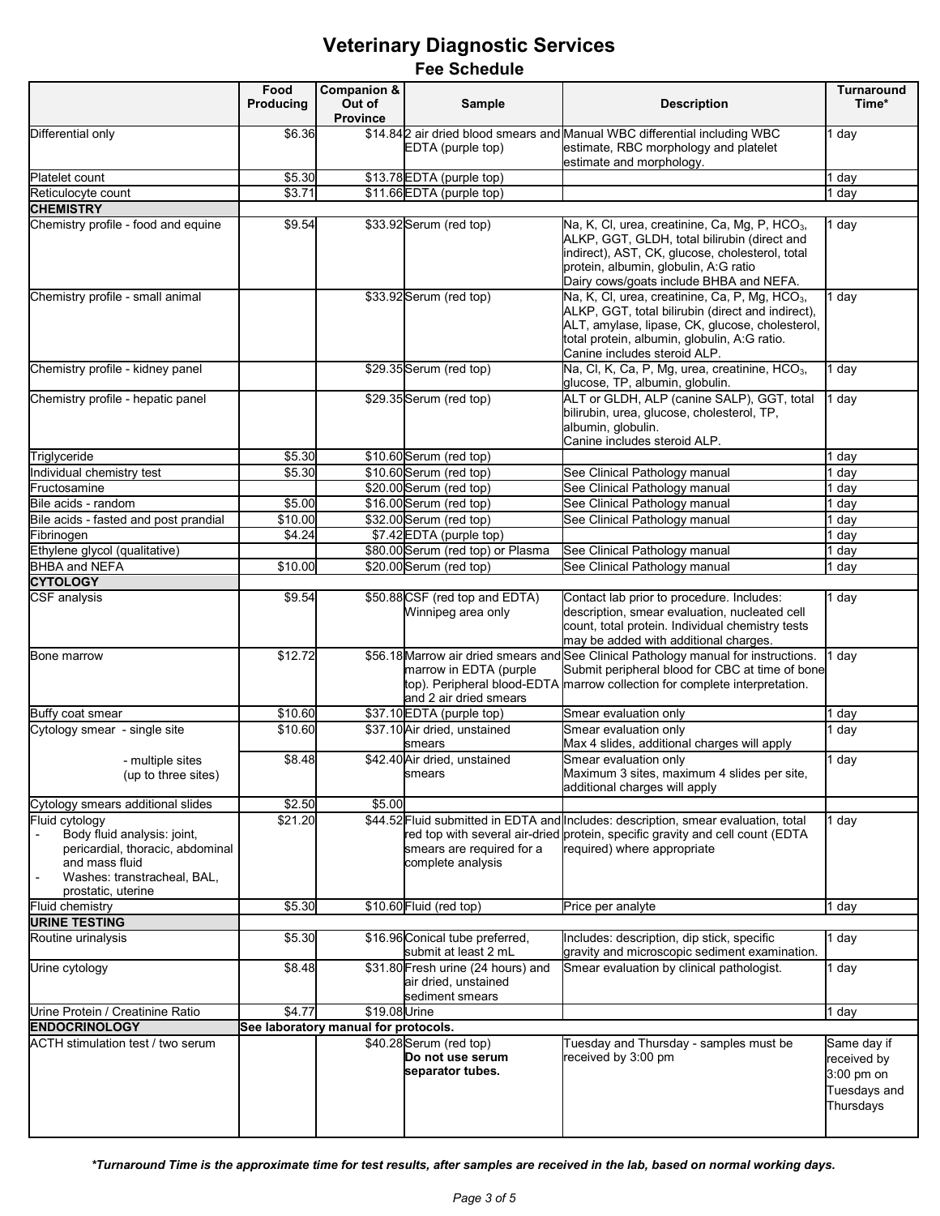# Veterinary Diagnostic Services

## Fee Schedule

| | Food Producing | Companion & Out of Province | Sample | Description | Turnaround Time* |
|---|---|---|---|---|---|
| Differential only | $6.36 | $14.84 | 2 air dried blood smears and EDTA (purple top) | Manual WBC differential including WBC estimate, RBC morphology and platelet estimate and morphology. | 1 day |
| Platelet count | $5.30 | $13.78 | EDTA (purple top) | | 1 day |
| Reticulocyte count | $3.71 | $11.66 | EDTA (purple top) | | 1 day |
| **CHEMISTRY** | | | | | |
| Chemistry profile - food and equine | $9.54 | $33.92 | Serum (red top) | Na, K, Cl, urea, creatinine, Ca, Mg, P, $HCO_3$, ALKP, GGT, GLDH, total bilirubin (direct and indirect), AST, CK, glucose, cholesterol, total protein, albumin, globulin, A:G ratio<br>Dairy cows/goats include BHBA and NEFA. | 1 day |
| Chemistry profile - small animal | | $33.92 | Serum (red top) | Na, K, Cl, urea, creatinine, Ca, P, Mg, $HCO_3$, ALKP, GGT, total bilirubin (direct and indirect), ALT, amylase, lipase, CK, glucose, cholesterol, total protein, albumin, globulin, A:G ratio.<br>Canine includes steroid ALP. | 1 day |
| Chemistry profile - kidney panel | | $29.35 | Serum (red top) | Na, Cl, K, Ca, P, Mg, urea, creatinine, $HCO_3$, glucose, TP, albumin, globulin. | 1 day |
| Chemistry profile - hepatic panel | | $29.35 | Serum (red top) | ALT or GLDH, ALP (canine SALP), GGT, total bilirubin, urea, glucose, cholesterol, TP, albumin, globulin.<br>Canine includes steroid ALP. | 1 day |
| Triglyceride | $5.30 | $10.60 | Serum (red top) | | 1 day |
| Individual chemistry test | $5.30 | $10.60 | Serum (red top) | See Clinical Pathology manual | 1 day |
| Fructosamine | | $20.00 | Serum (red top) | See Clinical Pathology manual | 1 day |
| Bile acids - random | $5.00 | $16.00 | Serum (red top) | See Clinical Pathology manual | 1 day |
| Bile acids - fasted and post prandial | $10.00 | $32.00 | Serum (red top) | See Clinical Pathology manual | 1 day |
| Fibrinogen | $4.24 | $7.42 | EDTA (purple top) | | 1 day |
| Ethylene glycol (qualitative) | | $80.00 | Serum (red top) or Plasma | See Clinical Pathology manual | 1 day |
| BHBA and NEFA | $10.00 | $20.00 | Serum (red top) | See Clinical Pathology manual | 1 day |
| **CYTOLOGY** | | | | | |
| CSF analysis | $9.54 | $50.88 | CSF (red top and EDTA) Winnipeg area only | Contact lab prior to procedure. Includes: description, smear evaluation, nucleated cell count, total protein. Individual chemistry tests may be added with additional charges. | 1 day |
| Bone marrow | $12.72 | $56.18 | Marrow air dried smears and marrow in EDTA (purple top). Peripheral blood-EDTA and 2 air dried smears | See Clinical Pathology manual for instructions. Submit peripheral blood for CBC at time of bone marrow collection for complete interpretation. | 1 day |
| Buffy coat smear | $10.60 | $37.10 | EDTA (purple top) | Smear evaluation only | 1 day |
| Cytology smear - single site | $10.60 | $37.10 | Air dried, unstained smears | Smear evaluation only<br>Max 4 slides, additional charges will apply | 1 day |
| - multiple sites (up to three sites) | $8.48 | $42.40 | Air dried, unstained smears | Smear evaluation only<br>Maximum 3 sites, maximum 4 slides per site, additional charges will apply | 1 day |
| Cytology smears additional slides | $2.50 | $5.00 | | | |
| Fluid cytology<br>- Body fluid analysis: joint, pericardial, thoracic, abdominal and mass fluid<br>- Washes: transtracheal, BAL, prostatic, uterine | $21.20 | $44.52 | Fluid submitted in EDTA and red top with several air-dried smears are required for a complete analysis | Includes: description, smear evaluation, total protein, specific gravity and cell count (EDTA required) where appropriate | 1 day |
| Fluid chemistry | $5.30 | $10.60 | Fluid (red top) | Price per analyte | 1 day |
| **URINE TESTING** | | | | | |
| Routine urinalysis | $5.30 | $16.96 | Conical tube preferred, submit at least 2 mL | Includes: description, dip stick, specific gravity and microscopic sediment examination. | 1 day |
| Urine cytology | $8.48 | $31.80 | Fresh urine (24 hours) and air dried, unstained sediment smears | Smear evaluation by clinical pathologist. | 1 day |
| Urine Protein / Creatinine Ratio | $4.77 | $19.08 | Urine | | 1 day |
| **ENDOCRINOLOGY** | See laboratory manual for protocols. | | | | |
| ACTH stimulation test / two serum | | $40.28 | Serum (red top) **Do not use serum separator tubes.** | Tuesday and Thursday - samples must be received by 3:00 pm | Same day if received by 3:00 pm on Tuesdays and Thursdays |

***Turnaround Time is the approximate time for test results, after samples are received in the lab, based on normal working days.***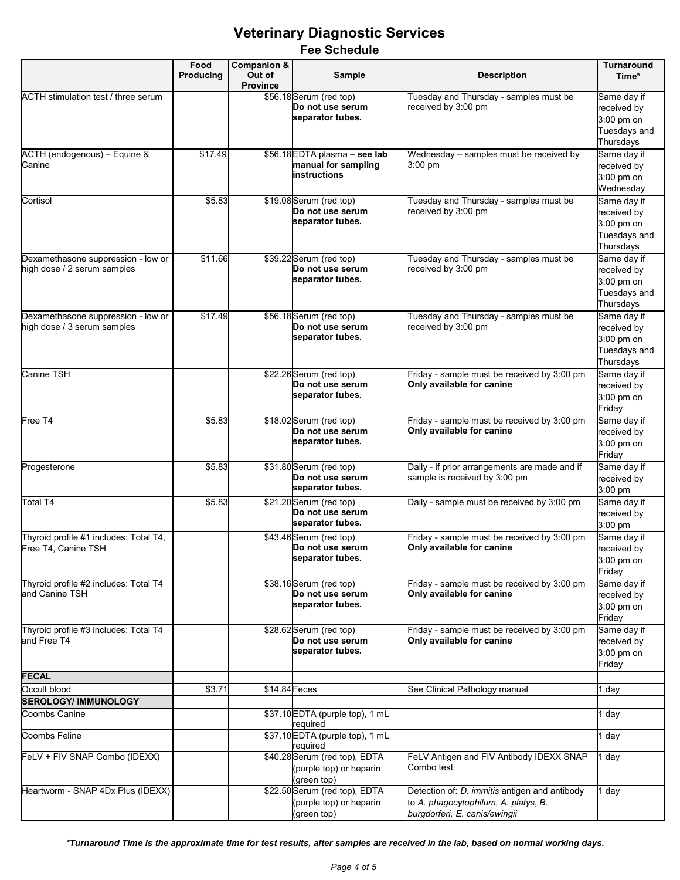# Veterinary Diagnostic Services

## Fee Schedule

| | Food Producing | Companion & Out of Province | Sample | Description | Turnaround Time* |
|---|---|---|---|---|---|
| ACTH stimulation test / three serum | | $56.18 | Serum (red top) **Do not use serum separator tubes.** | Tuesday and Thursday - samples must be received by 3:00 pm | Same day if received by 3:00 pm on Tuesdays and Thursdays |
| ACTH (endogenous) – Equine & Canine | $17.49 | $56.18 | EDTA plasma **– see lab manual for sampling instructions** | Wednesday – samples must be received by 3:00 pm | Same day if received by 3:00 pm on Wednesday |
| Cortisol | $5.83 | $19.08 | Serum (red top) **Do not use serum separator tubes.** | Tuesday and Thursday - samples must be received by 3:00 pm | Same day if received by 3:00 pm on Tuesdays and Thursdays |
| Dexamethasone suppression - low or high dose / 2 serum samples | $11.66 | $39.22 | Serum (red top) **Do not use serum separator tubes.** | Tuesday and Thursday - samples must be received by 3:00 pm | Same day if received by 3:00 pm on Tuesdays and Thursdays |
| Dexamethasone suppression - low or high dose / 3 serum samples | $17.49 | $56.18 | Serum (red top) **Do not use serum separator tubes.** | Tuesday and Thursday - samples must be received by 3:00 pm | Same day if received by 3:00 pm on Tuesdays and Thursdays |
| Canine TSH | | $22.26 | Serum (red top) **Do not use serum separator tubes.** | Friday - sample must be received by 3:00 pm **Only available for canine** | Same day if received by 3:00 pm on Friday |
| Free T4 | $5.83 | $18.02 | Serum (red top) **Do not use serum separator tubes.** | Friday - sample must be received by 3:00 pm **Only available for canine** | Same day if received by 3:00 pm on Friday |
| Progesterone | $5.83 | $31.80 | Serum (red top) **Do not use serum separator tubes.** | Daily - if prior arrangements are made and if sample is received by 3:00 pm | Same day if received by 3:00 pm |
| Total T4 | $5.83 | $21.20 | Serum (red top) **Do not use serum separator tubes.** | Daily - sample must be received by 3:00 pm | Same day if received by 3:00 pm |
| Thyroid profile #1 includes: Total T4, Free T4, Canine TSH | | $43.46 | Serum (red top) **Do not use serum separator tubes.** | Friday - sample must be received by 3:00 pm **Only available for canine** | Same day if received by 3:00 pm on Friday |
| Thyroid profile #2 includes: Total T4 and Canine TSH | | $38.16 | Serum (red top) **Do not use serum separator tubes.** | Friday - sample must be received by 3:00 pm **Only available for canine** | Same day if received by 3:00 pm on Friday |
| Thyroid profile #3 includes: Total T4 and Free T4 | | $28.62 | Serum (red top) **Do not use serum separator tubes.** | Friday - sample must be received by 3:00 pm **Only available for canine** | Same day if received by 3:00 pm on Friday |
| **FECAL** | | | | | |
| Occult blood | $3.71 | $14.84 | Feces | See Clinical Pathology manual | 1 day |
| **SEROLOGY/ IMMUNOLOGY** | | | | | |
| Coombs Canine | | $37.10 | EDTA (purple top), 1 mL required | | 1 day |
| Coombs Feline | | $37.10 | EDTA (purple top), 1 mL required | | 1 day |
| FeLV + FIV SNAP Combo (IDEXX) | | $40.28 | Serum (red top), EDTA (purple top) or heparin (green top) | FeLV Antigen and FIV Antibody IDEXX SNAP Combo test | 1 day |
| Heartworm - SNAP 4Dx Plus (IDEXX) | | $22.50 | Serum (red top), EDTA (purple top) or heparin (green top) | Detection of: *D. immitis* antigen and antibody to *A. phagocytophilum*, *A. platys*, *B. burgdorferi*, *E. canis/ewingii* | 1 day |

***Turnaround Time is the approximate time for test results, after samples are received in the lab, based on normal working days.***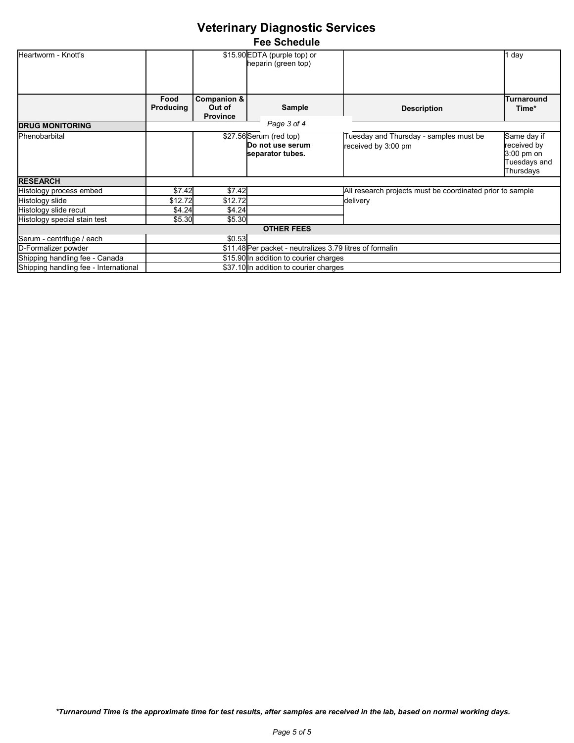# Veterinary Diagnostic Services

## Fee Schedule

| | | | | | |
|---|---|---|---|---|---|
| Heartworm - Knott's | | $15.90 | EDTA (purple top) or heparin (green top) | | 1 day |
| | **Food Producing** | **Companion & Out of Province** | **Sample** | **Description** | **Turnaround Time*** |
| **DRUG MONITORING** | | | | | |
| Phenobarbital | | $27.56 | Serum (red top) **Do not use serum separator tubes.** | Tuesday and Thursday - samples must be received by 3:00 pm | Same day if received by 3:00 pm on Tuesdays and Thursdays |
| **RESEARCH** | | | | | |
| Histology process embed | $7.42 | $7.42 | | All research projects must be coordinated prior to sample delivery | |
| Histology slide | $12.72 | $12.72 | | | |
| Histology slide recut | $4.24 | $4.24 | | | |
| Histology special stain test | $5.30 | $5.30 | | | |
| **OTHER FEES** | | | | | |
| Serum - centrifuge / each | | $0.53 | | | |
| D-Formalizer powder | | $11.48 | Per packet - neutralizes 3.79 litres of formalin | | |
| Shipping handling fee - Canada | | $15.90 | In addition to courier charges | | |
| Shipping handling fee - International | | $37.10 | In addition to courier charges | | |

*\*Turnaround Time is the approximate time for test results, after samples are received in the lab, based on normal working days.*